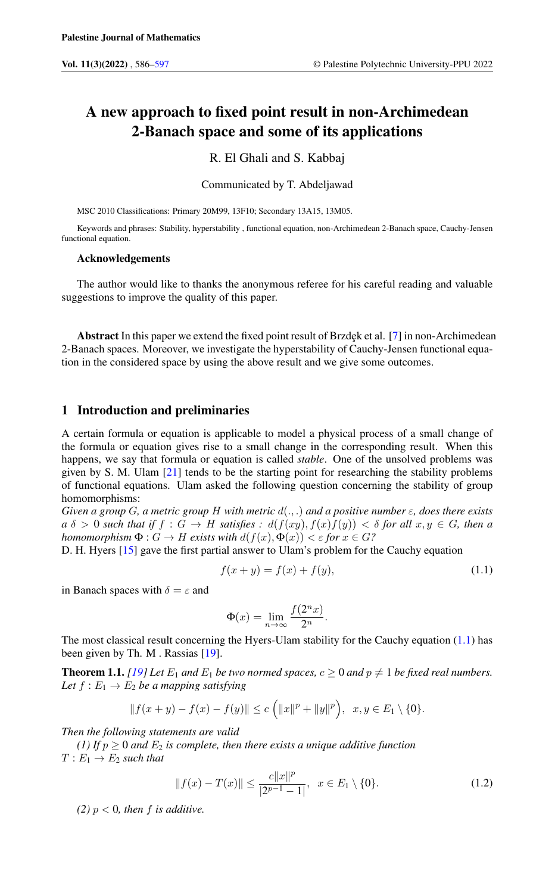# A new approach to fixed point result in non-Archimedean 2-Banach space and some of its applications

R. El Ghali and S. Kabbaj

Communicated by T. Abdeljawad

MSC 2010 Classifications: Primary 20M99, 13F10; Secondary 13A15, 13M05.

Keywords and phrases: Stability, hyperstability , functional equation, non-Archimedean 2-Banach space, Cauchy-Jensen functional equation.

**Acknowledgements**

The author would like to thanks the anonymous referee for his careful reading and valuable suggestions to improve the quality of this paper.

**Abstract** In this paper we extend the fixed point result of Brzdęk et al. [7] in non-Archimedean 2-Banach spaces. Moreover, we investigate the hyperstability of Cauchy-Jensen functional equation in the considered space by using the above result and we give some outcomes.

## 1 Introduction and preliminaries

A certain formula or equation is applicable to model a physical process of a small change of the formula or equation gives rise to a small change in the corresponding result. When this happens, we say that formula or equation is called *stable*. One of the unsolved problems was given by S. M. Ulam [21] tends to be the starting point for researching the stability problems of functional equations. Ulam asked the following question concerning the stability of group homomorphisms:

*Given a group $G$, a metric group $H$ with metric $d(.,.)$ and a positive number $\varepsilon$, does there exists a $\delta > 0$ such that if $f : G \to H$ satisfies : $d(f(xy), f(x)f(y)) < \delta$ for all $x, y \in G$, then a homomorphism $\Phi : G \to H$ exists with $d(f(x), \Phi(x)) < \varepsilon$ for $x \in G$?*

D. H. Hyers [15] gave the first partial answer to Ulam's problem for the Cauchy equation

$$f(x+y) = f(x) + f(y), \tag{1.1}$$

in Banach spaces with $\delta = \varepsilon$ and

$$\Phi(x) = \lim_{n\to\infty} \frac{f(2^n x)}{2^n}.$$

The most classical result concerning the Hyers-Ulam stability for the Cauchy equation (1.1) has been given by Th. M . Rassias [19].

**Theorem 1.1.** *[19] Let $E_1$ and $E_1$ be two normed spaces, $c \geq 0$ and $p \neq 1$ be fixed real numbers. Let $f : E_1 \to E_2$ be a mapping satisfying*

$$\|f(x+y) - f(x) - f(y)\| \leq c\left(\|x\|^p + \|y\|^p\right), \ \ x, y \in E_1 \setminus \{0\}.$$

*Then the following statements are valid*

*(1) If $p \geq 0$ and $E_2$ is complete, then there exists a unique additive function $T : E_1 \to E_2$ such that*

$$\|f(x) - T(x)\| \leq \frac{c\|x\|^p}{|2^{p-1} - 1|}, \ \ x \in E_1 \setminus \{0\}. \tag{1.2}$$

*(2) $p < 0$, then $f$ is additive.*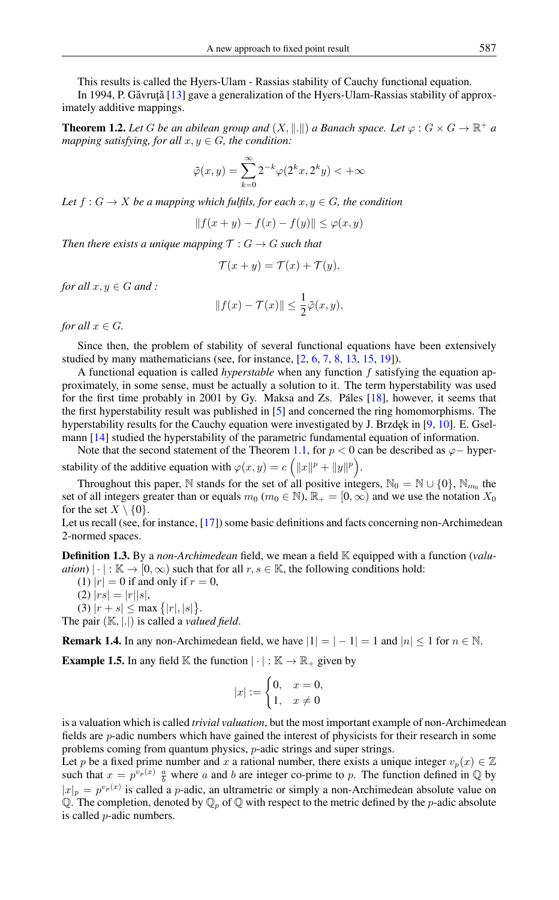This results is called the Hyers-Ulam - Rassias stability of Cauchy functional equation.

In 1994, P. Găvruţă [13] gave a generalization of the Hyers-Ulam-Rassias stability of approximately additive mappings.

**Theorem 1.2.** *Let $G$ be an abilean group and $(X, \|.\|)$ a Banach space. Let $\varphi : G \times G \to \mathbb{R}^+$ a mapping satisfying, for all $x, y \in G$, the condition:*

$$\tilde{\varphi}(x, y) = \sum_{k=0}^{\infty} 2^{-k} \varphi(2^k x, 2^k y) < +\infty$$

*Let $f : G \to X$ be a mapping which fulfils, for each $x, y \in G$, the condition*

$$\|f(x + y) - f(x) - f(y)\| \leq \varphi(x, y)$$

*Then there exists a unique mapping $\mathcal{T} : G \to G$ such that*

$$\mathcal{T}(x + y) = \mathcal{T}(x) + \mathcal{T}(y),$$

*for all $x, y \in G$ and :*

$$\|f(x) - \mathcal{T}(x)\| \leq \frac{1}{2}\tilde{\varphi}(x, y),$$

*for all $x \in G$.*

Since then, the problem of stability of several functional equations have been extensively studied by many mathematicians (see, for instance, [2, 6, 7, 8, 13, 15, 19]).

A functional equation is called *hyperstable* when any function $f$ satisfying the equation approximately, in some sense, must be actually a solution to it. The term hyperstability was used for the first time probably in 2001 by Gy. Maksa and Zs. Páles [18], however, it seems that the first hyperstability result was published in [5] and concerned the ring homomorphisms. The hyperstability results for the Cauchy equation were investigated by J. Brzdęk in [9, 10]. E. Gselmann [14] studied the hyperstability of the parametric fundamental equation of information.

Note that the second statement of the Theorem 1.1, for $p < 0$ can be described as $\varphi-$ hyperstability of the additive equation with $\varphi(x, y) = c\left(\|x\|^p + \|y\|^p\right)$.

Throughout this paper, $\mathbb{N}$ stands for the set of all positive integers, $\mathbb{N}_0 = \mathbb{N} \cup \{0\}$, $\mathbb{N}_{m_0}$ the set of all integers greater than or equals $m_0$ ($m_0 \in \mathbb{N}$), $\mathbb{R}_+ = [0, \infty)$ and we use the notation $X_0$ for the set $X \setminus \{0\}$.

Let us recall (see, for instance, [17]) some basic definitions and facts concerning non-Archimedean 2-normed spaces.

**Definition 1.3.** By a *non-Archimedean* field, we mean a field $\mathbb{K}$ equipped with a function (*valuation*) $|\cdot| : \mathbb{K} \to [0, \infty)$ such that for all $r, s \in \mathbb{K}$, the following conditions hold:

(1) $|r| = 0$ if and only if $r = 0$,

(2) $|rs| = |r||s|$,

(3) $|r + s| \leq \max\{|r|, |s|\}$.

The pair $(\mathbb{K}, |.|)$ is called a *valued field*.

**Remark 1.4.** In any non-Archimedean field, we have $|1| = |-1| = 1$ and $|n| \leq 1$ for $n \in \mathbb{N}$.

**Example 1.5.** In any field $\mathbb{K}$ the function $|\cdot| : \mathbb{K} \to \mathbb{R}_+$ given by

$$|x| := \begin{cases} 0, & x = 0, \\ 1, & x \neq 0 \end{cases}$$

is a valuation which is called *trivial valuation*, but the most important example of non-Archimedean fields are $p$-adic numbers which have gained the interest of physicists for their research in some problems coming from quantum physics, $p$-adic strings and super strings.

Let $p$ be a fixed prime number and $x$ a rational number, there exists a unique integer $v_p(x) \in \mathbb{Z}$ such that $x = p^{v_p(x)} \frac{a}{b}$ where $a$ and $b$ are integer co-prime to $p$. The function defined in $\mathbb{Q}$ by $|x|_p = p^{v_p(x)}$ is called a $p$-adic, an ultrametric or simply a non-Archimedean absolute value on $\mathbb{Q}$. The completion, denoted by $\mathbb{Q}_p$ of $\mathbb{Q}$ with respect to the metric defined by the $p$-adic absolute is called $p$-adic numbers.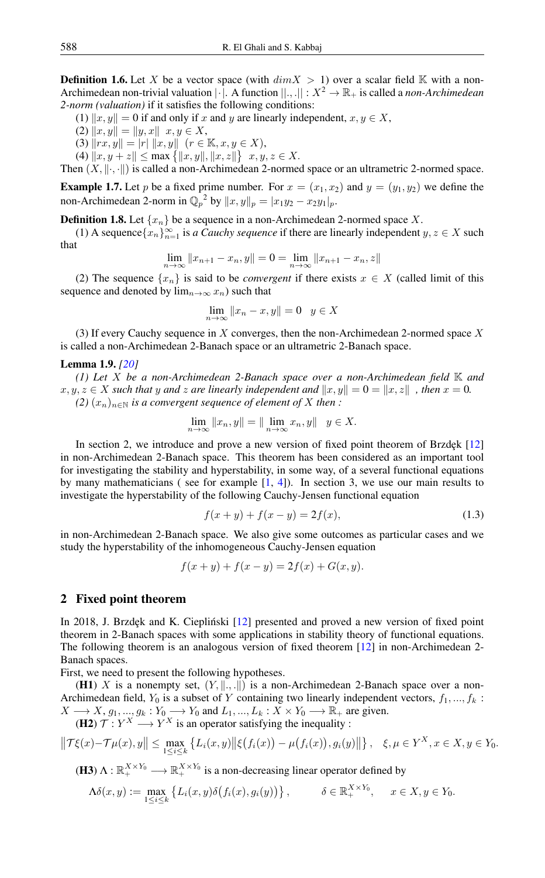**Definition 1.6.** Let $X$ be a vector space (with $dimX > 1$) over a scalar field $\mathbb{K}$ with a non-Archimedean non-trivial valuation $|\cdot|$. A function $||.,.|| : X^2 \to \mathbb{R}_+$ is called a *non-Archimedean 2-norm (valuation)* if it satisfies the following conditions:

(1) $\|x, y\| = 0$ if and only if $x$ and $y$ are linearly independent, $x, y \in X$,

(2) $\|x, y\| = \|y, x\|$ $x, y \in X$,

(3) $\|rx, y\| = |r| \, \|x, y\|$ $(r \in \mathbb{K}, x, y \in X)$,

(4) $\|x, y + z\| \leq \max\{\|x, y\|, \|x, z\|\}$ $x, y, z \in X$.

Then $(X, \|\cdot, \cdot\|)$ is called a non-Archimedean 2-normed space or an ultrametric 2-normed space.

**Example 1.7.** Let $p$ be a fixed prime number. For $x = (x_1, x_2)$ and $y = (y_1, y_2)$ we define the non-Archimedean 2-norm in ${\mathbb{Q}_p}^2$ by $\|x, y\|_p = |x_1y_2 - x_2y_1|_p$.

**Definition 1.8.** Let $\{x_n\}$ be a sequence in a non-Archimedean 2-normed space $X$.

(1) A sequence$\{x_n\}_{n=1}^{\infty}$ is *a Cauchy sequence* if there are linearly independent $y, z \in X$ such that

$$\lim_{n\to\infty} \|x_{n+1} - x_n, y\| = 0 = \lim_{n\to\infty} \|x_{n+1} - x_n, z\|$$

(2) The sequence $\{x_n\}$ is said to be *convergent* if there exists $x \in X$ (called limit of this sequence and denoted by $\lim_{n\to\infty} x_n$) such that

$$\lim_{n\to\infty} \|x_n - x, y\| = 0 \quad y \in X$$

(3) If every Cauchy sequence in $X$ converges, then the non-Archimedean 2-normed space $X$ is called a non-Archimedean 2-Banach space or an ultrametric 2-Banach space.

**Lemma 1.9.** *[20]*

*(1) Let $X$ be a non-Archimedean 2-Banach space over a non-Archimedean field $\mathbb{K}$ and $x, y, z \in X$ such that $y$ and $z$ are linearly independent and $\|x, y\| = 0 = \|x, z\|$ , then $x = 0$.*

*(2) $(x_n)_{n\in\mathbb{N}}$ is a convergent sequence of element of $X$ then :*

$$\lim_{n\to\infty} \|x_n, y\| = \|\lim_{n\to\infty} x_n, y\| \quad y \in X.$$

In section 2, we introduce and prove a new version of fixed point theorem of Brzdęk [12] in non-Archimedean 2-Banach space. This theorem has been considered as an important tool for investigating the stability and hyperstability, in some way, of a several functional equations by many mathematicians ( see for example [1, 4]). In section 3, we use our main results to investigate the hyperstability of the following Cauchy-Jensen functional equation

$$f(x + y) + f(x - y) = 2f(x), \tag{1.3}$$

in non-Archimedean 2-Banach space. We also give some outcomes as particular cases and we study the hyperstability of the inhomogeneous Cauchy-Jensen equation

$$f(x + y) + f(x - y) = 2f(x) + G(x, y).$$

## 2 Fixed point theorem

In 2018, J. Brzdęk and K. Ciepliński [12] presented and proved a new version of fixed point theorem in 2-Banach spaces with some applications in stability theory of functional equations. The following theorem is an analogous version of fixed theorem [12] in non-Archimedean 2-Banach spaces.

First, we need to present the following hypotheses.

**(H1)** $X$ is a nonempty set, $(Y, \|.,.\|)$ is a non-Archimedean 2-Banach space over a non-Archimedean field, $Y_0$ is a subset of $Y$ containing two linearly independent vectors, $f_1, ..., f_k : X \longrightarrow X$, $g_1, ..., g_k : Y_0 \longrightarrow Y_0$ and $L_1, ..., L_k : X \times Y_0 \longrightarrow \mathbb{R}_+$ are given.

**(H2)** $\mathcal{T} : Y^X \longrightarrow Y^X$ is an operator satisfying the inequality :

$$\left\|\mathcal{T}\xi(x) - \mathcal{T}\mu(x), y\right\| \leq \max_{1\leq i\leq k} \left\{L_i(x, y)\left\|\xi\big(f_i(x)\big) - \mu\big(f_i(x)\big), g_i(y)\right\|\right\}, \quad \xi, \mu \in Y^X, x \in X, y \in Y_0.$$

**(H3)** $\Lambda : \mathbb{R}_+^{X\times Y_0} \longrightarrow \mathbb{R}_+^{X\times Y_0}$ is a non-decreasing linear operator defined by

$$\Lambda\delta(x, y) := \max_{1\leq i\leq k} \left\{L_i(x, y)\delta\big(f_i(x), g_i(y)\big)\right\}, \qquad \delta \in \mathbb{R}_+^{X\times Y_0}, \quad x \in X, y \in Y_0.$$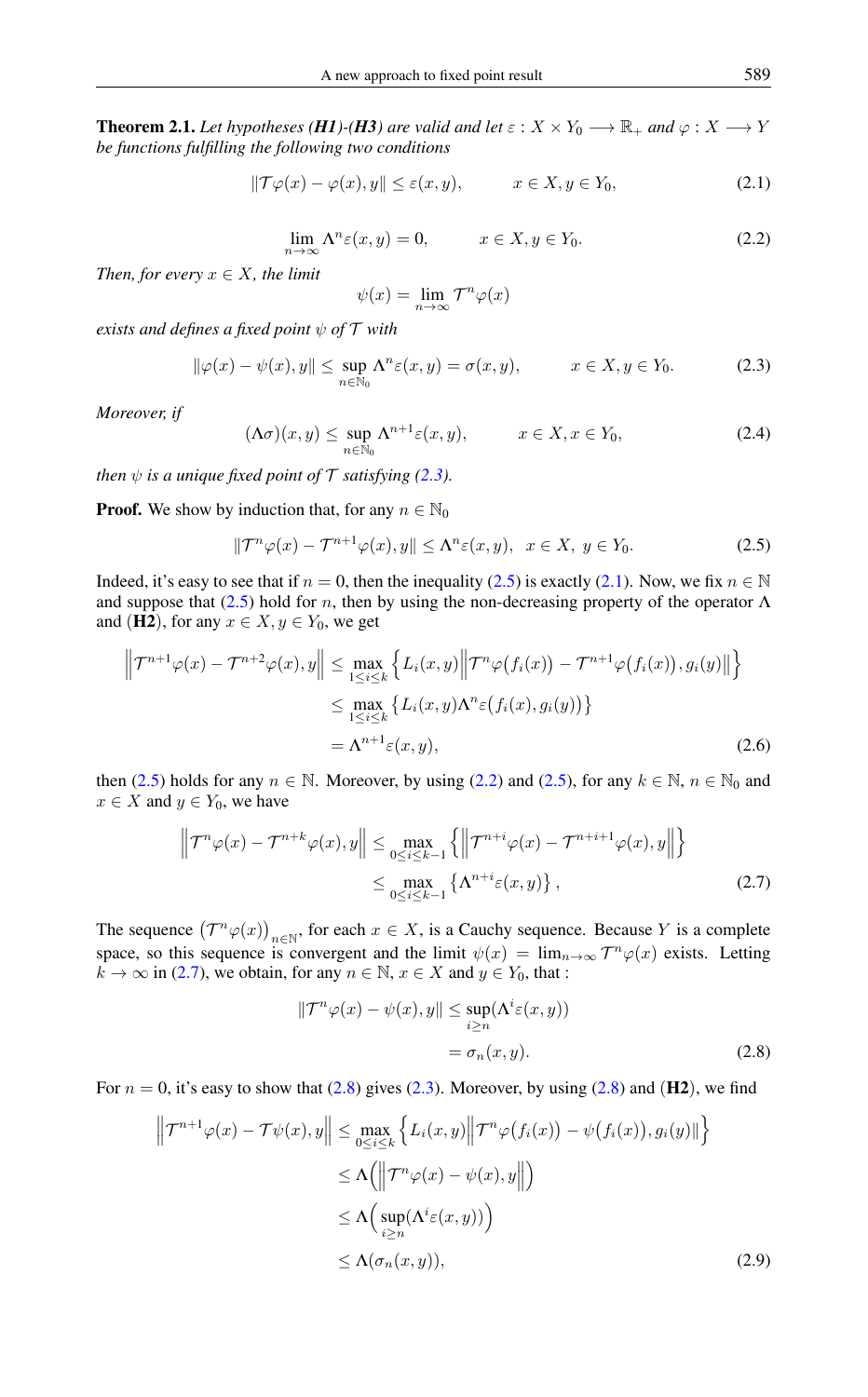**Theorem 2.1.** *Let hypotheses **(H1)**-**(H3)** are valid and let $\varepsilon : X \times Y_0 \longrightarrow \mathbb{R}_+$ and $\varphi : X \longrightarrow Y$ be functions fulfilling the following two conditions*

$$\|\mathcal{T}\varphi(x) - \varphi(x), y\| \leq \varepsilon(x, y), \qquad x \in X, y \in Y_0, \tag{2.1}$$

$$\lim_{n\to\infty} \Lambda^n \varepsilon(x, y) = 0, \qquad x \in X, y \in Y_0. \tag{2.2}$$

*Then, for every $x \in X$, the limit*

$$\psi(x) = \lim_{n\to\infty} \mathcal{T}^n\varphi(x)$$

*exists and defines a fixed point $\psi$ of $\mathcal{T}$ with*

$$\|\varphi(x) - \psi(x), y\| \leq \sup_{n\in\mathbb{N}_0} \Lambda^n \varepsilon(x, y) = \sigma(x, y), \qquad x \in X, y \in Y_0. \tag{2.3}$$

*Moreover, if*

$$(\Lambda\sigma)(x, y) \leq \sup_{n\in\mathbb{N}_0} \Lambda^{n+1}\varepsilon(x, y), \qquad x \in X, x \in Y_0, \tag{2.4}$$

*then $\psi$ is a unique fixed point of $\mathcal{T}$ satisfying (2.3).*

**Proof.** We show by induction that, for any $n \in \mathbb{N}_0$

$$\|\mathcal{T}^n\varphi(x) - \mathcal{T}^{n+1}\varphi(x), y\| \leq \Lambda^n\varepsilon(x, y), \ \ x \in X, \ y \in Y_0. \tag{2.5}$$

Indeed, it's easy to see that if $n = 0$, then the inequality (2.5) is exactly (2.1). Now, we fix $n \in \mathbb{N}$ and suppose that (2.5) hold for $n$, then by using the non-decreasing property of the operator $\Lambda$ and (**H2**), for any $x \in X, y \in Y_0$, we get

$$\begin{aligned}
\Big\|\mathcal{T}^{n+1}\varphi(x) - \mathcal{T}^{n+2}\varphi(x), y\Big\| &\leq \max_{1\leq i\leq k} \Big\{L_i(x, y)\Big\|\mathcal{T}^n\varphi\big(f_i(x)\big) - \mathcal{T}^{n+1}\varphi\big(f_i(x)\big), g_i(y)\Big\|\Big\} \\
&\leq \max_{1\leq i\leq k} \big\{L_i(x, y)\Lambda^n\varepsilon\big(f_i(x), g_i(y)\big)\big\} \\
&= \Lambda^{n+1}\varepsilon(x, y),
\end{aligned} \tag{2.6}$$

then (2.5) holds for any $n \in \mathbb{N}$. Moreover, by using (2.2) and (2.5), for any $k \in \mathbb{N}$, $n \in \mathbb{N}_0$ and $x \in X$ and $y \in Y_0$, we have

$$\begin{aligned}
\Big\|\mathcal{T}^n\varphi(x) - \mathcal{T}^{n+k}\varphi(x), y\Big\| &\leq \max_{0\leq i\leq k-1} \Big\{\Big\|\mathcal{T}^{n+i}\varphi(x) - \mathcal{T}^{n+i+1}\varphi(x), y\Big\|\Big\} \\
&\leq \max_{0\leq i\leq k-1} \big\{\Lambda^{n+i}\varepsilon(x, y)\big\},
\end{aligned} \tag{2.7}$$

The sequence $\big(\mathcal{T}^n\varphi(x)\big)_{n\in\mathbb{N}}$, for each $x \in X$, is a Cauchy sequence. Because $Y$ is a complete space, so this sequence is convergent and the limit $\psi(x) = \lim_{n\to\infty} \mathcal{T}^n\varphi(x)$ exists. Letting $k \to \infty$ in (2.7), we obtain, for any $n \in \mathbb{N}$, $x \in X$ and $y \in Y_0$, that :

$$\begin{aligned}
\|\mathcal{T}^n\varphi(x) - \psi(x), y\| &\leq \sup_{i\geq n}(\Lambda^i\varepsilon(x, y)) \\
&= \sigma_n(x, y).
\end{aligned} \tag{2.8}$$

For $n = 0$, it's easy to show that (2.8) gives (2.3). Moreover, by using (2.8) and (**H2**), we find

$$\begin{aligned}
\Big\|\mathcal{T}^{n+1}\varphi(x) - \mathcal{T}\psi(x), y\Big\| &\leq \max_{0\leq i\leq k} \Big\{L_i(x, y)\Big\|\mathcal{T}^n\varphi\big(f_i(x)\big) - \psi\big(f_i(x)\big), g_i(y)\|\Big\} \\
&\leq \Lambda\Big(\Big\|\mathcal{T}^n\varphi(x) - \psi(x), y\Big\|\Big) \\
&\leq \Lambda\Big(\sup_{i\geq n}(\Lambda^i\varepsilon(x, y))\Big) \\
&\leq \Lambda(\sigma_n(x, y)),
\end{aligned} \tag{2.9}$$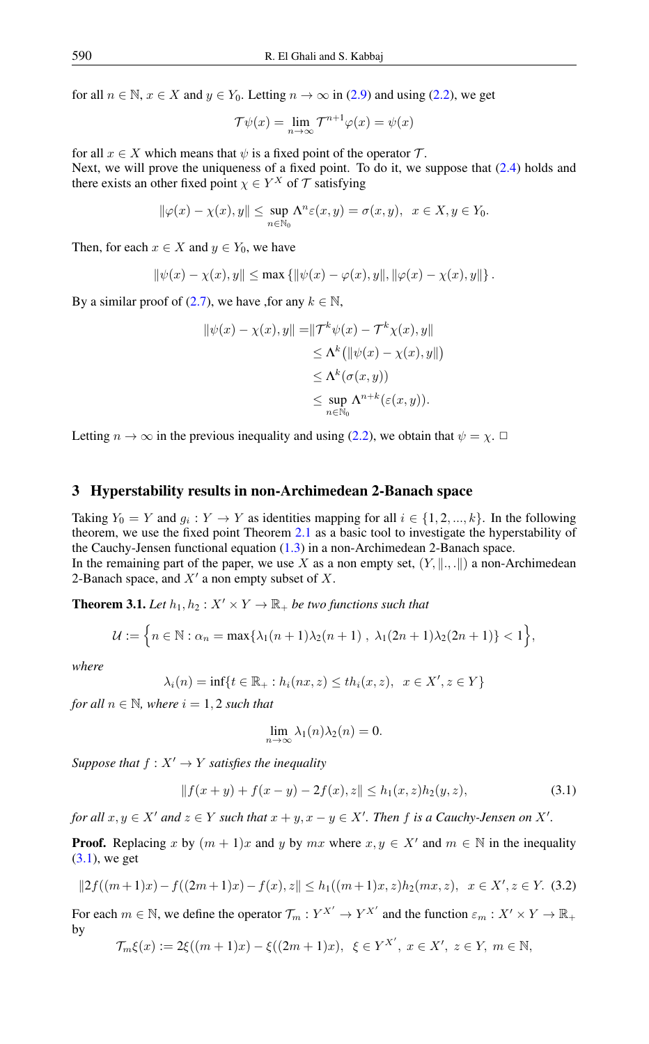for all $n \in \mathbb{N}$, $x \in X$ and $y \in Y_0$. Letting $n \to \infty$ in (2.9) and using (2.2), we get

$$\mathcal{T}\psi(x) = \lim_{n\to\infty} \mathcal{T}^{n+1}\varphi(x) = \psi(x)$$

for all $x \in X$ which means that $\psi$ is a fixed point of the operator $\mathcal{T}$.
Next, we will prove the uniqueness of a fixed point. To do it, we suppose that (2.4) holds and there exists an other fixed point $\chi \in Y^X$ of $\mathcal{T}$ satisfying

$$\|\varphi(x) - \chi(x), y\| \leq \sup_{n\in\mathbb{N}_0} \Lambda^n \varepsilon(x, y) = \sigma(x, y), \quad x \in X, y \in Y_0.$$

Then, for each $x \in X$ and $y \in Y_0$, we have

$$\|\psi(x) - \chi(x), y\| \leq \max\left\{\|\psi(x) - \varphi(x), y\|, \|\varphi(x) - \chi(x), y\|\right\}.$$

By a similar proof of (2.7), we have ,for any $k \in \mathbb{N}$,

$$\begin{aligned}
\|\psi(x) - \chi(x), y\| =& \|\mathcal{T}^k\psi(x) - \mathcal{T}^k\chi(x), y\| \\
&\leq \Lambda^k\big(\|\psi(x) - \chi(x), y\|\big) \\
&\leq \Lambda^k(\sigma(x, y)) \\
&\leq \sup_{n\in\mathbb{N}_0} \Lambda^{n+k}(\varepsilon(x, y)).
\end{aligned}$$

Letting $n \to \infty$ in the previous inequality and using (2.2), we obtain that $\psi = \chi$. □

## 3 Hyperstability results in non-Archimedean 2-Banach space

Taking $Y_0 = Y$ and $g_i : Y \to Y$ as identities mapping for all $i \in \{1, 2, ..., k\}$. In the following theorem, we use the fixed point Theorem 2.1 as a basic tool to investigate the hyperstability of the Cauchy-Jensen functional equation (1.3) in a non-Archimedean 2-Banach space.
In the remaining part of the paper, we use $X$ as a non empty set, $(Y, \|.,.\|)$ a non-Archimedean 2-Banach space, and $X'$ a non empty subset of $X$.

**Theorem 3.1.** *Let $h_1, h_2 : X' \times Y \to \mathbb{R}_+$ be two functions such that*

$$\mathcal{U} := \Big\{n \in \mathbb{N} : \alpha_n = \max\{\lambda_1(n+1)\lambda_2(n+1)\ ,\ \lambda_1(2n+1)\lambda_2(2n+1)\} < 1\Big\},$$

*where*

$$\lambda_i(n) = \inf\{t \in \mathbb{R}_+ : h_i(nx, z) \leq t h_i(x, z), \quad x \in X', z \in Y\}$$

*for all $n \in \mathbb{N}$, where $i = 1, 2$ such that*

$$\lim_{n\to\infty} \lambda_1(n)\lambda_2(n) = 0.$$

*Suppose that $f : X' \to Y$ satisfies the inequality*

$$\|f(x+y) + f(x-y) - 2f(x), z\| \leq h_1(x, z)h_2(y, z), \tag{3.1}$$

*for all $x, y \in X'$ and $z \in Y$ such that $x + y, x - y \in X'$. Then $f$ is a Cauchy-Jensen on $X'$.*

**Proof.** Replacing $x$ by $(m + 1)x$ and $y$ by $mx$ where $x, y \in X'$ and $m \in \mathbb{N}$ in the inequality (3.1), we get

$$\|2f((m+1)x) - f((2m+1)x) - f(x), z\| \leq h_1((m+1)x, z)h_2(mx, z), \quad x \in X', z \in Y. \tag{3.2}$$

For each $m \in \mathbb{N}$, we define the operator $\mathcal{T}_m : Y^{X'} \to Y^{X'}$ and the function $\varepsilon_m : X' \times Y \to \mathbb{R}_+$ by

$$\mathcal{T}_m\xi(x) := 2\xi((m+1)x) - \xi((2m+1)x), \quad \xi \in Y^{X'},\ x \in X',\ z \in Y,\ m \in \mathbb{N},$$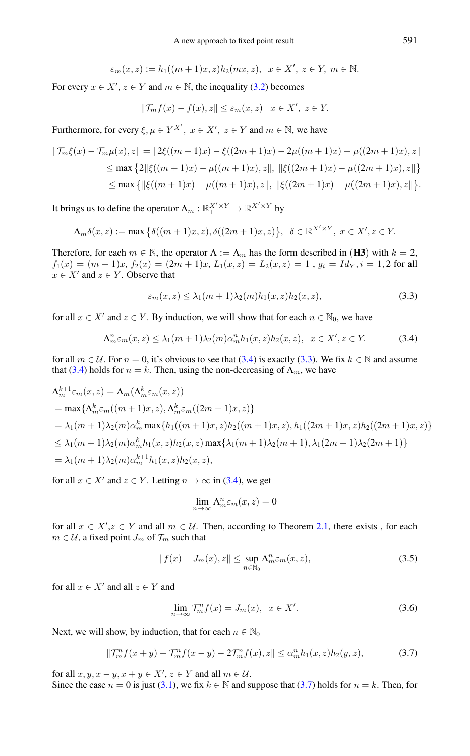$$\varepsilon_m(x,z) := h_1((m+1)x,z)h_2(mx,z), \ \ x \in X', \ z \in Y, \ m \in \mathbb{N}.$$

For every $x \in X'$, $z \in Y$ and $m \in \mathbb{N}$, the inequality (3.2) becomes

$$\|\mathcal{T}_m f(x) - f(x), z\| \le \varepsilon_m(x,z) \quad x \in X', \ z \in Y.$$

Furthermore, for every $\xi, \mu \in Y^{X'}$, $x \in X'$, $z \in Y$ and $m \in \mathbb{N}$, we have

$$\begin{aligned}
\|\mathcal{T}_m \xi(x) - \mathcal{T}_m \mu(x), z\| &= \|2\xi((m+1)x) - \xi((2m+1)x) - 2\mu((m+1)x) + \mu((2m+1)x), z\| \\
&\le \max\left\{2\|\xi((m+1)x) - \mu((m+1)x), z\|, \ \|\xi((2m+1)x) - \mu((2m+1)x), z\|\right\} \\
&\le \max\left\{\|\xi((m+1)x) - \mu((m+1)x), z\|, \ \|\xi((2m+1)x) - \mu((2m+1)x), z\|\right\}.
\end{aligned}$$

It brings us to define the operator $\Lambda_m : \mathbb{R}_+^{X' \times Y} \to \mathbb{R}_+^{X' \times Y}$ by

$$\Lambda_m \delta(x,z) := \max\left\{\delta((m+1)x,z), \delta((2m+1)x,z)\right\}, \ \ \delta \in \mathbb{R}_+^{X' \times Y}, \ x \in X', z \in Y.$$

Therefore, for each $m \in \mathbb{N}$, the operator $\Lambda := \Lambda_m$ has the form described in (**H3**) with $k = 2$, $f_1(x) = (m+1)x$, $f_2(x) = (2m+1)x$, $L_1(x,z) = L_2(x,z) = 1$ , $g_i = Id_Y, i = 1,2$ for all $x \in X'$ and $z \in Y$. Observe that

$$\varepsilon_m(x,z) \le \lambda_1(m+1)\lambda_2(m)h_1(x,z)h_2(x,z), \tag{3.3}$$

for all $x \in X'$ and $z \in Y$. By induction, we will show that for each $n \in \mathbb{N}_0$, we have

$$\Lambda_m^n \varepsilon_m(x,z) \le \lambda_1(m+1)\lambda_2(m)\alpha_m^n h_1(x,z)h_2(x,z), \ \ x \in X', z \in Y. \tag{3.4}$$

for all $m \in \mathcal{U}$. For $n = 0$, it's obvious to see that (3.4) is exactly (3.3). We fix $k \in \mathbb{N}$ and assume that (3.4) holds for $n = k$. Then, using the non-decreasing of $\Lambda_m$, we have

$$\begin{aligned}
&\Lambda_m^{k+1}\varepsilon_m(x,z) = \Lambda_m(\Lambda_m^k \varepsilon_m(x,z)) \\
&= \max\{\Lambda_m^k \varepsilon_m((m+1)x,z), \Lambda_m^k \varepsilon_m((2m+1)x,z)\} \\
&= \lambda_1(m+1)\lambda_2(m)\alpha_m^k \max\{h_1((m+1)x,z)h_2((m+1)x,z), h_1((2m+1)x,z)h_2((2m+1)x,z)\} \\
&\le \lambda_1(m+1)\lambda_2(m)\alpha_m^k h_1(x,z)h_2(x,z)\max\{\lambda_1(m+1)\lambda_2(m+1), \lambda_1(2m+1)\lambda_2(2m+1)\} \\
&= \lambda_1(m+1)\lambda_2(m)\alpha_m^{k+1} h_1(x,z)h_2(x,z),
\end{aligned}$$

for all $x \in X'$ and $z \in Y$. Letting $n \to \infty$ in (3.4), we get

$$\lim_{n\to\infty} \Lambda_m^n \varepsilon_m(x,z) = 0$$

for all $x \in X'$,$z \in Y$ and all $m \in \mathcal{U}$. Then, according to Theorem 2.1, there exists , for each $m \in \mathcal{U}$, a fixed point $J_m$ of $\mathcal{T}_m$ such that

$$\|f(x) - J_m(x), z\| \le \sup_{n \in \mathbb{N}_0} \Lambda_m^n \varepsilon_m(x,z), \tag{3.5}$$

for all $x \in X'$ and all $z \in Y$ and

$$\lim_{n\to\infty} \mathcal{T}_m^n f(x) = J_m(x), \ \ x \in X'. \tag{3.6}$$

Next, we will show, by induction, that for each $n \in \mathbb{N}_0$

$$\|\mathcal{T}_m^n f(x+y) + \mathcal{T}_m^n f(x-y) - 2\mathcal{T}_m^n f(x), z\| \le \alpha_m^n h_1(x,z)h_2(y,z), \tag{3.7}$$

for all $x, y, x-y, x+y \in X'$, $z \in Y$ and all $m \in \mathcal{U}$.
Since the case $n = 0$ is just (3.1), we fix $k \in \mathbb{N}$ and suppose that (3.7) holds for $n = k$. Then, for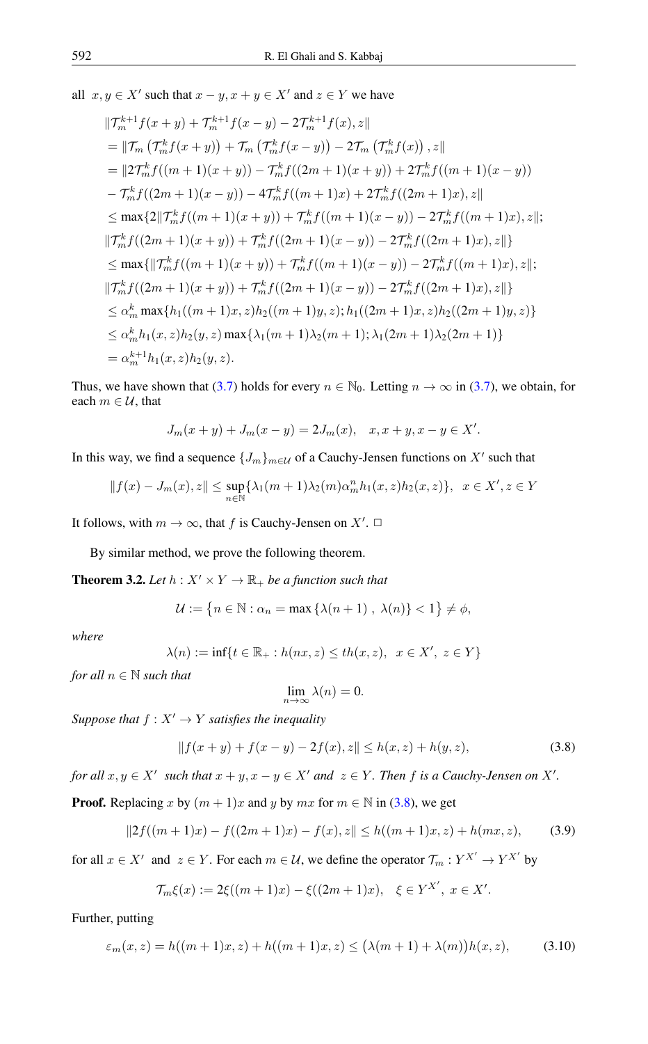all $x, y \in X'$ such that $x-y, x+y \in X'$ and $z \in Y$ we have

$$
\begin{aligned}
&\|\mathcal{T}_m^{k+1} f(x+y) + \mathcal{T}_m^{k+1} f(x-y) - 2\mathcal{T}_m^{k+1} f(x), z\| \\
&= \|\mathcal{T}_m\left(\mathcal{T}_m^k f(x+y)\right) + \mathcal{T}_m\left(\mathcal{T}_m^k f(x-y)\right) - 2\mathcal{T}_m\left(\mathcal{T}_m^k f(x)\right), z\| \\
&= \|2\mathcal{T}_m^k f((m+1)(x+y)) - \mathcal{T}_m^k f((2m+1)(x+y)) + 2\mathcal{T}_m^k f((m+1)(x-y)) \\
&\quad - \mathcal{T}_m^k f((2m+1)(x-y)) - 4\mathcal{T}_m^k f((m+1)x) + 2\mathcal{T}_m^k f((2m+1)x), z\| \\
&\le \max\{2\|\mathcal{T}_m^k f((m+1)(x+y)) + \mathcal{T}_m^k f((m+1)(x-y)) - 2\mathcal{T}_m^k f((m+1)x), z\|; \\
&\quad \|\mathcal{T}_m^k f((2m+1)(x+y)) + \mathcal{T}_m^k f((2m+1)(x-y)) - 2\mathcal{T}_m^k f((2m+1)x), z\|\} \\
&\le \max\{\|\mathcal{T}_m^k f((m+1)(x+y)) + \mathcal{T}_m^k f((m+1)(x-y)) - 2\mathcal{T}_m^k f((m+1)x), z\|; \\
&\quad \|\mathcal{T}_m^k f((2m+1)(x+y)) + \mathcal{T}_m^k f((2m+1)(x-y)) - 2\mathcal{T}_m^k f((2m+1)x), z\|\} \\
&\le \alpha_m^k \max\{h_1((m+1)x, z) h_2((m+1)y, z); h_1((2m+1)x, z) h_2((2m+1)y, z)\} \\
&\le \alpha_m^k h_1(x, z) h_2(y, z) \max\{\lambda_1(m+1)\lambda_2(m+1); \lambda_1(2m+1)\lambda_2(2m+1)\} \\
&= \alpha_m^{k+1} h_1(x, z) h_2(y, z).
\end{aligned}
$$

Thus, we have shown that (3.7) holds for every $n \in \mathbb{N}_0$. Letting $n \to \infty$ in (3.7), we obtain, for each $m \in \mathcal{U}$, that

$$
J_m(x+y) + J_m(x-y) = 2J_m(x), \quad x, x+y, x-y \in X'.
$$

In this way, we find a sequence $\{J_m\}_{m \in \mathcal{U}}$ of a Cauchy-Jensen functions on $X'$ such that

$$
\|f(x) - J_m(x), z\| \le \sup_{n \in \mathbb{N}} \{\lambda_1(m+1)\lambda_2(m)\alpha_m^n h_1(x, z) h_2(x, z)\}, \quad x \in X', z \in Y
$$

It follows, with $m \to \infty$, that $f$ is Cauchy-Jensen on $X'$. □

By similar method, we prove the following theorem.

**Theorem 3.2.** *Let $h : X' \times Y \to \mathbb{R}_+$ be a function such that*

$$
\mathcal{U} := \{n \in \mathbb{N} : \alpha_n = \max\{\lambda(n+1), \lambda(n)\} < 1\} \neq \phi,
$$

*where*

$$
\lambda(n) := \inf\{t \in \mathbb{R}_+ : h(nx, z) \le t h(x, z), \ x \in X', \ z \in Y\}
$$

*for all $n \in \mathbb{N}$ such that*

$$
\lim_{n \to \infty} \lambda(n) = 0.
$$

*Suppose that $f : X' \to Y$ satisfies the inequality*

$$
\|f(x+y) + f(x-y) - 2f(x), z\| \le h(x, z) + h(y, z), \tag{3.8}
$$

*for all $x, y \in X'$ such that $x+y, x-y \in X'$ and $z \in Y$. Then $f$ is a Cauchy-Jensen on $X'$.*

**Proof.** Replacing $x$ by $(m+1)x$ and $y$ by $mx$ for $m \in \mathbb{N}$ in (3.8), we get

$$
\|2f((m+1)x) - f((2m+1)x) - f(x), z\| \le h((m+1)x, z) + h(mx, z), \tag{3.9}
$$

for all $x \in X'$ and $z \in Y$. For each $m \in \mathcal{U}$, we define the operator $\mathcal{T}_m : Y^{X'} \to Y^{X'}$ by

$$
\mathcal{T}_m \xi(x) := 2\xi((m+1)x) - \xi((2m+1)x), \quad \xi \in Y^{X'}, \ x \in X'.
$$

Further, putting

$$
\varepsilon_m(x, z) = h((m+1)x, z) + h((m+1)x, z) \le \big(\lambda(m+1) + \lambda(m)\big) h(x, z), \tag{3.10}
$$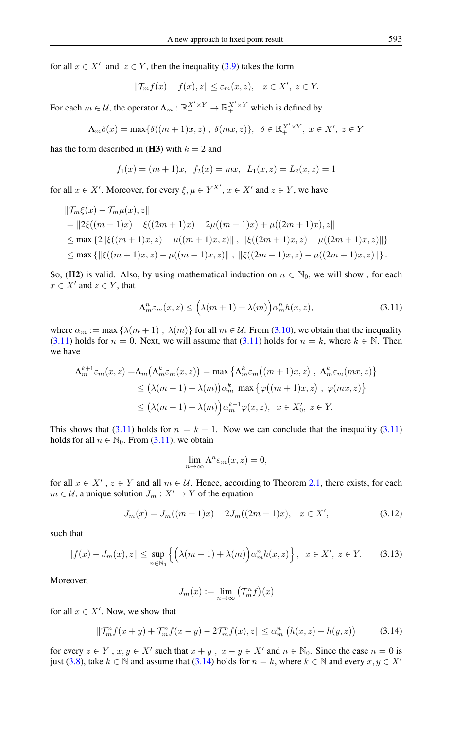for all $x \in X'$ and $z \in Y$, then the inequality (3.9) takes the form

$$\|\mathcal{T}_m f(x) - f(x), z\| \le \varepsilon_m(x,z), \quad x \in X',\ z \in Y.$$

For each $m \in \mathcal{U}$, the operator $\Lambda_m : \mathbb{R}_+^{X' \times Y} \to \mathbb{R}_+^{X' \times Y}$ which is defined by

$$\Lambda_m \delta(x) = \max\{\delta((m+1)x, z)\ ,\ \delta(mx, z)\}, \quad \delta \in \mathbb{R}_+^{X' \times Y},\ x \in X',\ z \in Y$$

has the form described in (**H3**) with $k = 2$ and

$$f_1(x) = (m+1)x, \quad f_2(x) = mx, \quad L_1(x,z) = L_2(x,z) = 1$$

for all $x \in X'$. Moreover, for every $\xi, \mu \in Y^{X'}$, $x \in X'$ and $z \in Y$, we have

$$\begin{aligned}
&\|\mathcal{T}_m \xi(x) - \mathcal{T}_m \mu(x), z\| \\
&= \|2\xi((m+1)x) - \xi((2m+1)x) - 2\mu((m+1)x) + \mu((2m+1)x), z\| \\
&\le \max\left\{2\|\xi((m+1)x, z) - \mu((m+1)x, z)\|\ ,\ \|\xi((2m+1)x, z) - \mu((2m+1)x, z)\|\right\} \\
&\le \max\left\{\|\xi((m+1)x, z) - \mu((m+1)x, z)\|\ ,\ \|\xi((2m+1)x, z) - \mu((2m+1)x, z)\|\right\}.
\end{aligned}$$

So, (**H2**) is valid. Also, by using mathematical induction on $n \in \mathbb{N}_0$, we will show , for each $x \in X'$ and $z \in Y$, that

$$\Lambda_m^n \varepsilon_m(x,z) \le \Big(\lambda(m+1) + \lambda(m)\Big)\alpha_m^n h(x,z), \tag{3.11}$$

where $\alpha_m := \max\left\{\lambda(m+1)\ ,\ \lambda(m)\right\}$ for all $m \in \mathcal{U}$. From (3.10), we obtain that the inequality (3.11) holds for $n = 0$. Next, we will assume that (3.11) holds for $n = k$, where $k \in \mathbb{N}$. Then we have

$$\begin{aligned}
\Lambda_m^{k+1}\varepsilon_m(x,z) &= \Lambda_m\big(\Lambda_m^k \varepsilon_m(x,z)\big) = \max\left\{\Lambda_m^k \varepsilon_m\big((m+1)x, z\big)\ ,\ \Lambda_m^k \varepsilon_m(mx, z)\right\} \\
&\le \big(\lambda(m+1) + \lambda(m)\big)\alpha_m^k\ \max\left\{\varphi\big((m+1)x, z\big)\ ,\ \varphi(mx, z)\right\} \\
&\le \big(\lambda(m+1) + \lambda(m)\Big)\alpha_m^{k+1}\varphi(x,z), \quad x \in X_0',\ z \in Y.
\end{aligned}$$

This shows that (3.11) holds for $n = k+1$. Now we can conclude that the inequality (3.11) holds for all $n \in \mathbb{N}_0$. From (3.11), we obtain

$$\lim_{n\to\infty} \Lambda^n \varepsilon_m(x,z) = 0,$$

for all $x \in X'$ , $z \in Y$ and all $m \in \mathcal{U}$. Hence, according to Theorem 2.1, there exists, for each $m \in \mathcal{U}$, a unique solution $J_m : X' \to Y$ of the equation

$$J_m(x) = J_m((m+1)x) - 2J_m((2m+1)x), \quad x \in X', \tag{3.12}$$

such that

$$\|f(x) - J_m(x), z\| \le \sup_{n \in \mathbb{N}_0}\left\{\Big(\lambda(m+1) + \lambda(m)\Big)\alpha_m^n h(x,z)\right\}, \quad x \in X',\ z \in Y. \tag{3.13}$$

Moreover,

$$J_m(x) := \lim_{n\to\infty}\big(\mathcal{T}_m^n f\big)(x)$$

for all $x \in X'$. Now, we show that

$$\|\mathcal{T}_m^n f(x+y) + \mathcal{T}_m^n f(x-y) - 2\mathcal{T}_m^n f(x), z\| \le \alpha_m^n\ \big(h(x,z) + h(y,z)\big) \tag{3.14}$$

for every $z \in Y$ , $x, y \in X'$ such that $x+y$ , $x-y \in X'$ and $n \in \mathbb{N}_0$. Since the case $n = 0$ is just (3.8), take $k \in \mathbb{N}$ and assume that (3.14) holds for $n = k$, where $k \in \mathbb{N}$ and every $x, y \in X'$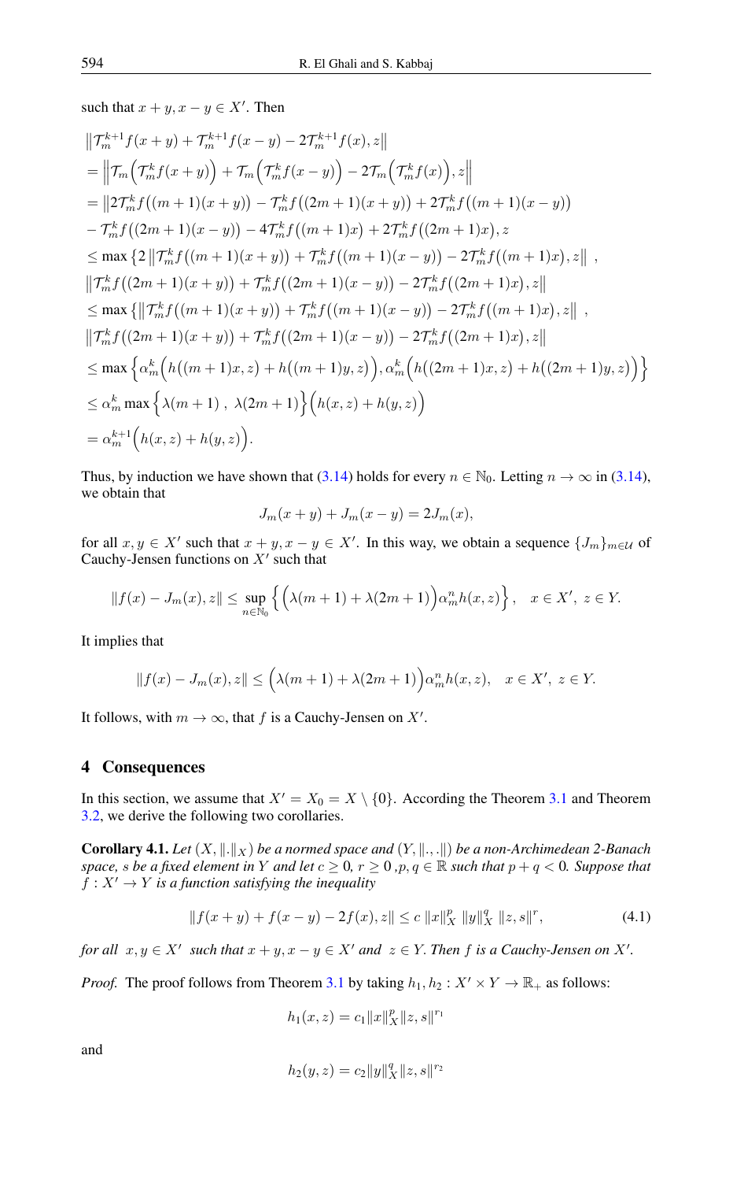such that $x+y, x-y \in X'$. Then

$$
\begin{aligned}
&\left\|\mathcal{T}_m^{k+1} f(x+y)+\mathcal{T}_m^{k+1} f(x-y)-2\mathcal{T}_m^{k+1} f(x), z\right\| \\
&=\left\|\mathcal{T}_m\Big(\mathcal{T}_m^{k} f(x+y)\Big)+\mathcal{T}_m\Big(\mathcal{T}_m^{k} f(x-y)\Big)-2\mathcal{T}_m\Big(\mathcal{T}_m^{k} f(x)\Big), z\right\| \\
&=\big\|2\mathcal{T}_m^{k} f\big((m+1)(x+y)\big)-\mathcal{T}_m^{k} f\big((2m+1)(x+y)\big)+2\mathcal{T}_m^{k} f\big((m+1)(x-y)\big) \\
&-\mathcal{T}_m^{k} f\big((2m+1)(x-y)\big)-4\mathcal{T}_m^{k} f\big((m+1)x\big)+2\mathcal{T}_m^{k} f\big((2m+1)x\big), z \\
&\leq \max\Big\{2\left\|\mathcal{T}_m^{k} f\big((m+1)(x+y)\big)+\mathcal{T}_m^{k} f\big((m+1)(x-y)\big)-2\mathcal{T}_m^{k} f\big((m+1)x\big), z\right\|\ , \\
&\left\|\mathcal{T}_m^{k} f\big((2m+1)(x+y)\big)+\mathcal{T}_m^{k} f\big((2m+1)(x-y)\big)-2\mathcal{T}_m^{k} f\big((2m+1)x\big), z\right\| \\
&\leq \max\Big\{\left\|\mathcal{T}_m^{k} f\big((m+1)(x+y)\big)+\mathcal{T}_m^{k} f\big((m+1)(x-y)\big)-2\mathcal{T}_m^{k} f\big((m+1)x\big), z\right\|\ , \\
&\left\|\mathcal{T}_m^{k} f\big((2m+1)(x+y)\big)+\mathcal{T}_m^{k} f\big((2m+1)(x-y)\big)-2\mathcal{T}_m^{k} f\big((2m+1)x\big), z\right\| \\
&\leq \max\Big\{\alpha_m^k\Big(h\big((m+1)x, z\big)+h\big((m+1)y, z\big)\Big), \alpha_m^k\Big(h\big((2m+1)x, z\big)+h\big((2m+1)y, z\big)\Big)\Big\} \\
&\leq \alpha_m^k \max\Big\{\lambda(m+1)\ ,\ \lambda(2m+1)\Big\}\Big(h(x,z)+h(y,z)\Big) \\
&=\alpha_m^{k+1}\Big(h(x,z)+h(y,z)\Big).
\end{aligned}
$$

Thus, by induction we have shown that (3.14) holds for every $n \in \mathbb{N}_0$. Letting $n \to \infty$ in (3.14), we obtain that

$$
J_m(x+y)+J_m(x-y)=2J_m(x),
$$

for all $x, y \in X'$ such that $x+y, x-y \in X'$. In this way, we obtain a sequence $\{J_m\}_{m\in\mathcal{U}}$ of Cauchy-Jensen functions on $X'$ such that

$$
\|f(x)-J_m(x), z\| \leq \sup_{n\in\mathbb{N}_0}\Big\{\Big(\lambda(m+1)+\lambda(2m+1)\Big)\alpha_m^n h(x,z)\Big\}, \quad x \in X',\ z \in Y.
$$

It implies that

$$
\|f(x)-J_m(x), z\| \leq \Big(\lambda(m+1)+\lambda(2m+1)\Big)\alpha_m^n h(x,z), \quad x \in X',\ z \in Y.
$$

It follows, with $m \to \infty$, that $f$ is a Cauchy-Jensen on $X'$.

## 4 Consequences

In this section, we assume that $X' = X_0 = X \setminus \{0\}$. According the Theorem 3.1 and Theorem 3.2, we derive the following two corollaries.

**Corollary 4.1.** *Let $(X, \|.\|_X)$ be a normed space and $(Y, \|.,.\|)$ be a non-Archimedean 2-Banach space, $s$ be a fixed element in $Y$ and let $c \geq 0$, $r \geq 0$ ,$p, q \in \mathbb{R}$ such that $p+q<0$. Suppose that $f : X' \to Y$ is a function satisfying the inequality*

$$
\|f(x+y)+f(x-y)-2f(x), z\| \leq c\,\|x\|_X^p\,\|y\|_X^q\,\|z, s\|^r, \tag{4.1}
$$

*for all $x, y \in X'$ such that $x+y, x-y \in X'$ and $z \in Y$. Then $f$ is a Cauchy-Jensen on $X'$.*

*Proof.* The proof follows from Theorem 3.1 by taking $h_1, h_2 : X' \times Y \to \mathbb{R}_+$ as follows:

$$
h_1(x,z)=c_1\|x\|_X^p\|z,s\|^{r_1}
$$

and

$$
h_2(y,z)=c_2\|y\|_X^q\|z,s\|^{r_2}
$$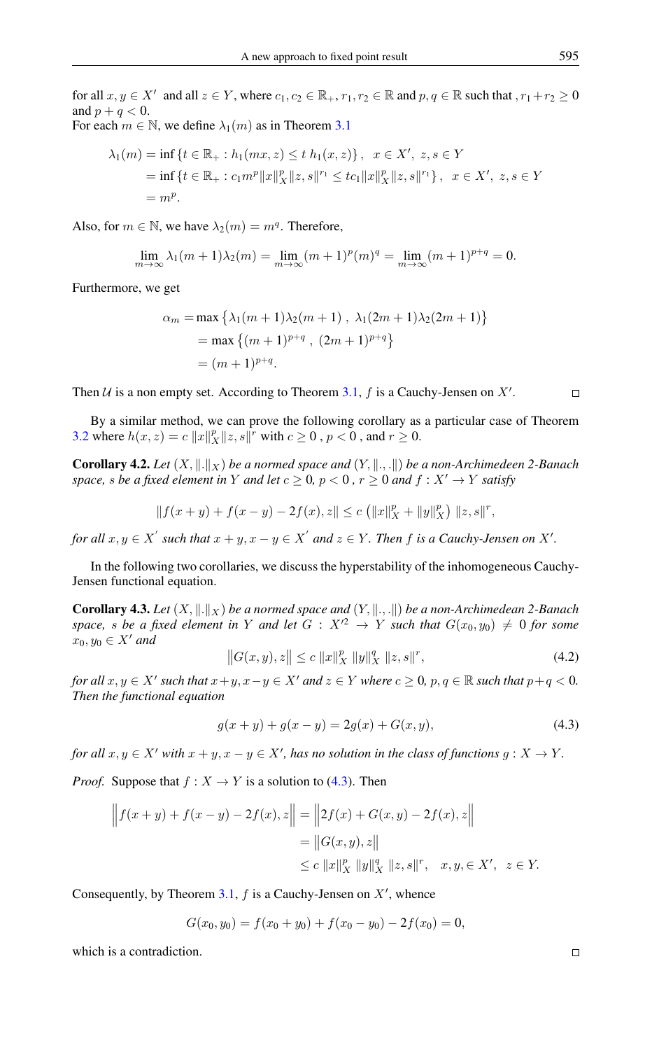for all $x, y \in X'$ and all $z \in Y$, where $c_1, c_2 \in \mathbb{R}_+$, $r_1, r_2 \in \mathbb{R}$ and $p, q \in \mathbb{R}$ such that , $r_1 + r_2 \geq 0$ and $p + q < 0$.
For each $m \in \mathbb{N}$, we define $\lambda_1(m)$ as in Theorem 3.1

$$
\begin{aligned}
\lambda_1(m) &= \inf\left\{t \in \mathbb{R}_+ : h_1(mx, z) \leq t\, h_1(x, z)\right\}, \quad x \in X',\ z, s \in Y \\
&= \inf\left\{t \in \mathbb{R}_+ : c_1 m^p \|x\|_X^p \|z, s\|^{r_1} \leq t c_1 \|x\|_X^p \|z, s\|^{r_1}\right\}, \quad x \in X',\ z, s \in Y \\
&= m^p.
\end{aligned}
$$

Also, for $m \in \mathbb{N}$, we have $\lambda_2(m) = m^q$. Therefore,

$$
\lim_{m\to\infty} \lambda_1(m+1)\lambda_2(m) = \lim_{m\to\infty} (m+1)^p (m)^q = \lim_{m\to\infty} (m+1)^{p+q} = 0.
$$

Furthermore, we get

$$
\begin{aligned}
\alpha_m &= \max\left\{\lambda_1(m+1)\lambda_2(m+1)\ ,\ \lambda_1(2m+1)\lambda_2(2m+1)\right\} \\
&= \max\left\{(m+1)^{p+q}\ ,\ (2m+1)^{p+q}\right\} \\
&= (m+1)^{p+q}.
\end{aligned}
$$

Then $\mathcal{U}$ is a non empty set. According to Theorem 3.1, $f$ is a Cauchy-Jensen on $X'$. $\square$

By a similar method, we can prove the following corollary as a particular case of Theorem 3.2 where $h(x, z) = c\, \|x\|_X^p \|z, s\|^r$ with $c \geq 0$ , $p < 0$ , and $r \geq 0$.

**Corollary 4.2.** *Let $(X, \|.\|_X)$ be a normed space and $(Y, \|., .\|)$ be a non-Archimedeen 2-Banach space, $s$ be a fixed element in $Y$ and let $c \geq 0$, $p < 0$ , $r \geq 0$ and $f : X' \to Y$ satisfy*

$$
\|f(x+y) + f(x-y) - 2f(x), z\| \leq c\left(\|x\|_X^p + \|y\|_X^p\right)\|z, s\|^r,
$$

*for all $x, y \in X'$ such that $x+y, x-y \in X'$ and $z \in Y$. Then $f$ is a Cauchy-Jensen on $X'$.*

In the following two corollaries, we discuss the hyperstability of the inhomogeneous Cauchy-Jensen functional equation.

**Corollary 4.3.** *Let $(X, \|.\|_X)$ be a normed space and $(Y, \|., .\|)$ be a non-Archimedean 2-Banach space, $s$ be a fixed element in $Y$ and let $G : X'^2 \to Y$ such that $G(x_0, y_0) \neq 0$ for some $x_0, y_0 \in X'$ and*

$$
\left\|G(x, y), z\right\| \leq c\, \|x\|_X^p\, \|y\|_X^q\, \|z, s\|^r, \tag{4.2}
$$

*for all $x, y \in X'$ such that $x+y, x-y \in X'$ and $z \in Y$ where $c \geq 0$, $p, q \in \mathbb{R}$ such that $p+q < 0$. Then the functional equation*

$$
g(x+y) + g(x-y) = 2g(x) + G(x, y), \tag{4.3}
$$

*for all $x, y \in X'$ with $x+y, x-y \in X'$, has no solution in the class of functions $g : X \to Y$.*

*Proof.* Suppose that $f : X \to Y$ is a solution to (4.3). Then

$$
\begin{aligned}
\left\|f(x+y) + f(x-y) - 2f(x), z\right\| &= \left\|2f(x) + G(x, y) - 2f(x), z\right\| \\
&= \left\|G(x, y), z\right\| \\
&\leq c\, \|x\|_X^p\, \|y\|_X^q\, \|z, s\|^r, \quad x, y, \in X', \quad z \in Y.
\end{aligned}
$$

Consequently, by Theorem 3.1, $f$ is a Cauchy-Jensen on $X'$, whence

$$
G(x_0, y_0) = f(x_0 + y_0) + f(x_0 - y_0) - 2f(x_0) = 0,
$$

which is a contradiction. $\square$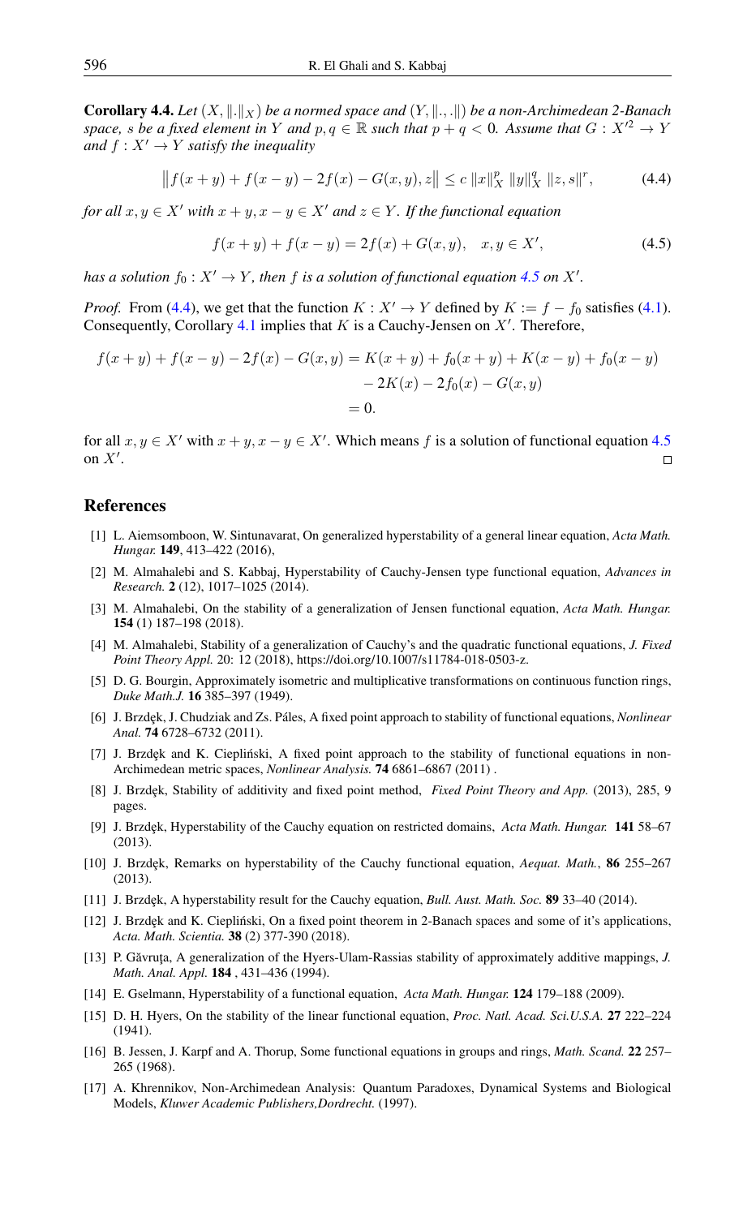**Corollary 4.4.** *Let $(X, \|.\|_X)$ be a normed space and $(Y, \|.,.\|)$ be a non-Archimedean 2-Banach space, $s$ be a fixed element in $Y$ and $p, q \in \mathbb{R}$ such that $p + q < 0$. Assume that $G : X'^2 \to Y$ and $f : X' \to Y$ satisfy the inequality*

$$\left\| f(x+y) + f(x-y) - 2f(x) - G(x,y), z \right\| \leq c\, \|x\|_X^p \, \|y\|_X^q \, \|z, s\|^r, \tag{4.4}$$

*for all $x, y \in X'$ with $x+y, x-y \in X'$ and $z \in Y$. If the functional equation*

$$f(x+y) + f(x-y) = 2f(x) + G(x,y), \quad x, y \in X', \tag{4.5}$$

*has a solution $f_0 : X' \to Y$, then $f$ is a solution of functional equation 4.5 on $X'$.*

*Proof.* From (4.4), we get that the function $K : X' \to Y$ defined by $K := f - f_0$ satisfies (4.1). Consequently, Corollary 4.1 implies that $K$ is a Cauchy-Jensen on $X'$. Therefore,

$$\begin{aligned} f(x+y) + f(x-y) - 2f(x) - G(x,y) &= K(x+y) + f_0(x+y) + K(x-y) + f_0(x-y) \\ &\quad - 2K(x) - 2f_0(x) - G(x,y) \\ &= 0. \end{aligned}$$

for all $x, y \in X'$ with $x+y, x-y \in X'$. Which means $f$ is a solution of functional equation 4.5 on $X'$. ◻

## References

[1] L. Aiemsomboon, W. Sintunavarat, On generalized hyperstability of a general linear equation, *Acta Math. Hungar.* **149**, 413–422 (2016),

[2] M. Almahalebi and S. Kabbaj, Hyperstability of Cauchy-Jensen type functional equation, *Advances in Research.* **2** (12), 1017–1025 (2014).

[3] M. Almahalebi, On the stability of a generalization of Jensen functional equation, *Acta Math. Hungar.* **154** (1) 187–198 (2018).

[4] M. Almahalebi, Stability of a generalization of Cauchy's and the quadratic functional equations, *J. Fixed Point Theory Appl.* 20: 12 (2018), https://doi.org/10.1007/s11784-018-0503-z.

[5] D. G. Bourgin, Approximately isometric and multiplicative transformations on continuous function rings, *Duke Math.J.* **16** 385–397 (1949).

[6] J. Brzdęk, J. Chudziak and Zs. Páles, A fixed point approach to stability of functional equations, *Nonlinear Anal.* **74** 6728–6732 (2011).

[7] J. Brzdęk and K. Ciepliński, A fixed point approach to the stability of functional equations in non-Archimedean metric spaces, *Nonlinear Analysis.* **74** 6861–6867 (2011) .

[8] J. Brzdęk, Stability of additivity and fixed point method, *Fixed Point Theory and App.* (2013), 285, 9 pages.

[9] J. Brzdęk, Hyperstability of the Cauchy equation on restricted domains, *Acta Math. Hungar.* **141** 58–67 (2013).

[10] J. Brzdęk, Remarks on hyperstability of the Cauchy functional equation, *Aequat. Math.*, **86** 255–267 (2013).

[11] J. Brzdęk, A hyperstability result for the Cauchy equation, *Bull. Aust. Math. Soc.* **89** 33–40 (2014).

[12] J. Brzdęk and K. Ciepliński, On a fixed point theorem in 2-Banach spaces and some of it's applications, *Acta. Math. Scientia.* **38** (2) 377-390 (2018).

[13] P. Găvruţa, A generalization of the Hyers-Ulam-Rassias stability of approximately additive mappings, *J. Math. Anal. Appl.* **184** , 431–436 (1994).

[14] E. Gselmann, Hyperstability of a functional equation, *Acta Math. Hungar.* **124** 179–188 (2009).

[15] D. H. Hyers, On the stability of the linear functional equation, *Proc. Natl. Acad. Sci.U.S.A.* **27** 222–224 (1941).

[16] B. Jessen, J. Karpf and A. Thorup, Some functional equations in groups and rings, *Math. Scand.* **22** 257–265 (1968).

[17] A. Khrennikov, Non-Archimedean Analysis: Quantum Paradoxes, Dynamical Systems and Biological Models, *Kluwer Academic Publishers,Dordrecht.* (1997).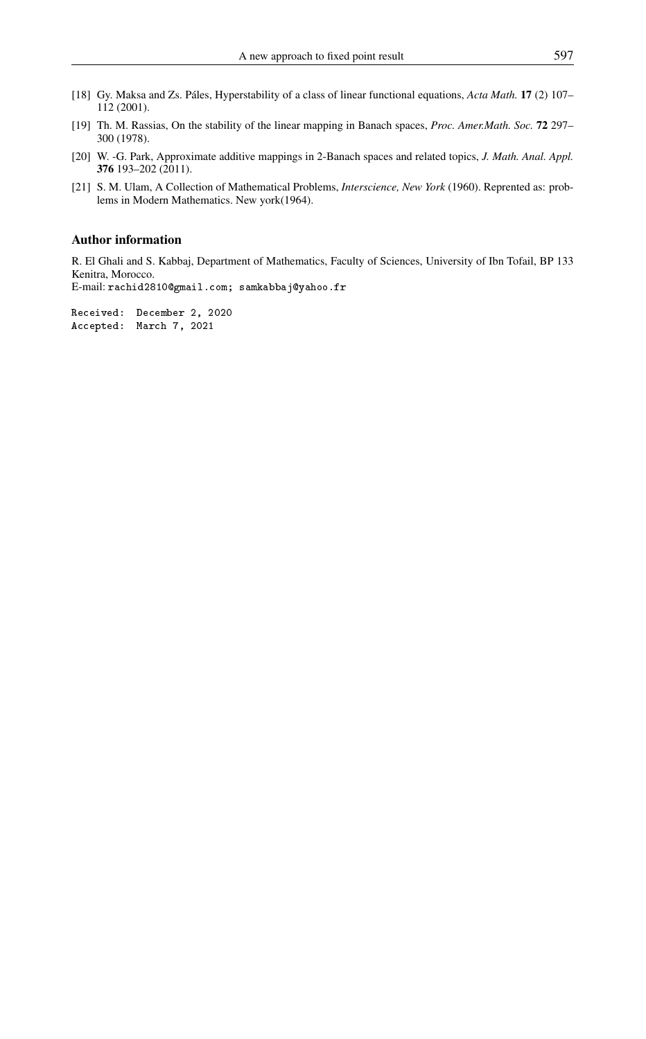[18] Gy. Maksa and Zs. Páles, Hyperstability of a class of linear functional equations, *Acta Math.* **17** (2) 107–112 (2001).

[19] Th. M. Rassias, On the stability of the linear mapping in Banach spaces, *Proc. Amer.Math. Soc.* **72** 297–300 (1978).

[20] W. -G. Park, Approximate additive mappings in 2-Banach spaces and related topics, *J. Math. Anal. Appl.* **376** 193–202 (2011).

[21] S. M. Ulam, A Collection of Mathematical Problems, *Interscience, New York* (1960). Reprented as: problems in Modern Mathematics. New york(1964).

## Author information

R. El Ghali and S. Kabbaj, Department of Mathematics, Faculty of Sciences, University of Ibn Tofail, BP 133 Kenitra, Morocco.
E-mail: rachid2810@gmail.com; samkabbaj@yahoo.fr

Received: December 2, 2020
Accepted: March 7, 2021